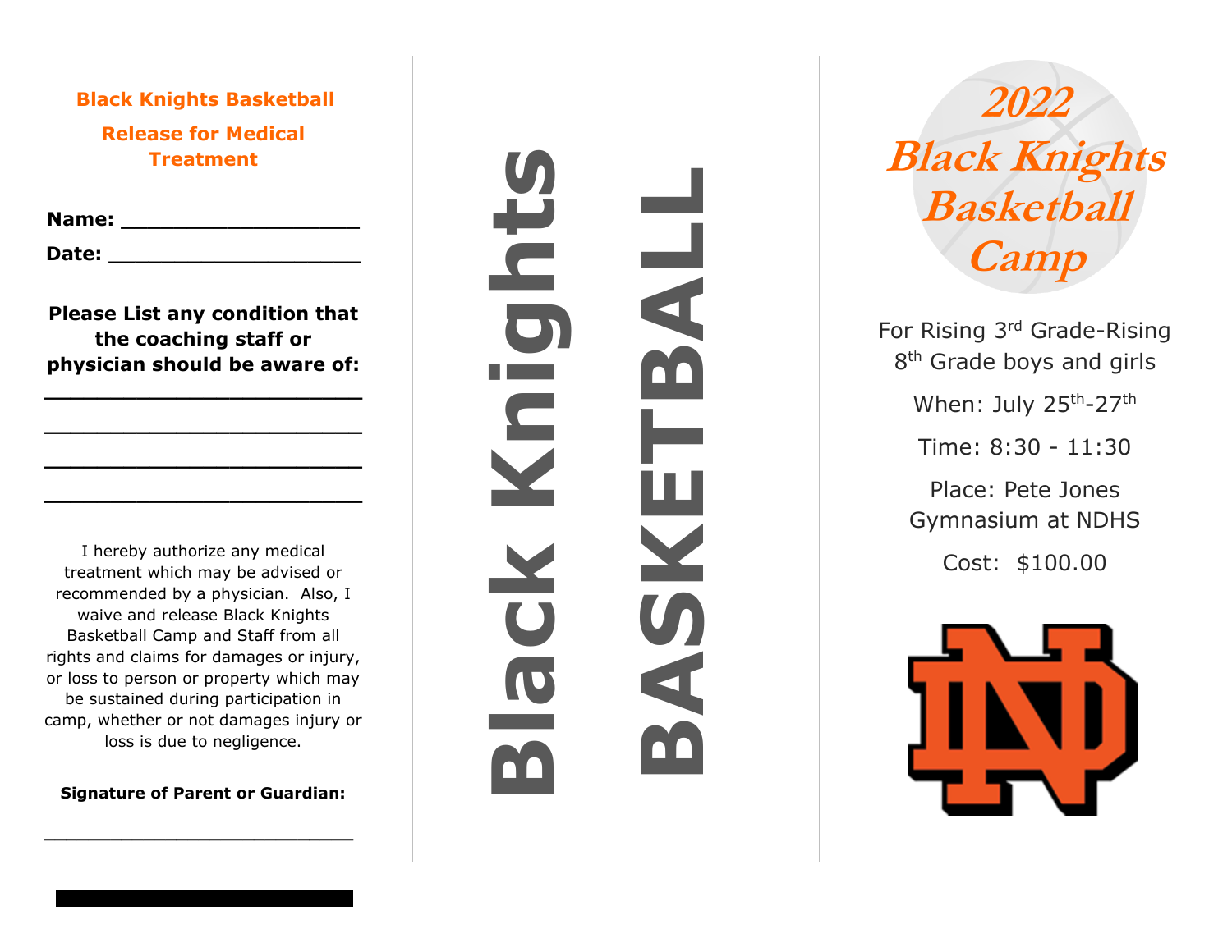**Black Knights Basketball**

**Release for Medical Treatment**

**Name:** ____________________

**Date:** ____________________

**Please List any condition that the coaching staff or physician should be aware of:**

__________________________

__________________________

__________________________

__________________________

I hereby authorize any medical treatment which may be advised or recommended by a physician. Also, I waive and release Black Knights Basketball Camp and Staff from all rights and claims for damages or injury, or loss to person or property which may be sustained during participation in camp, whether or not damages injury or loss is due to negligence.

**Signature of Parent or Guardian:**

__________________________

**Black Knights**

**BASKETBALL**

# *2022 Black Knights Basketball Camp*

For Rising 3rd Grade-Rising 8th Grade boys and girls

When: July 25th-27th

Time: 8:30 - 11:30

Place: Pete Jones Gymnasium at NDHS

Cost: $100.00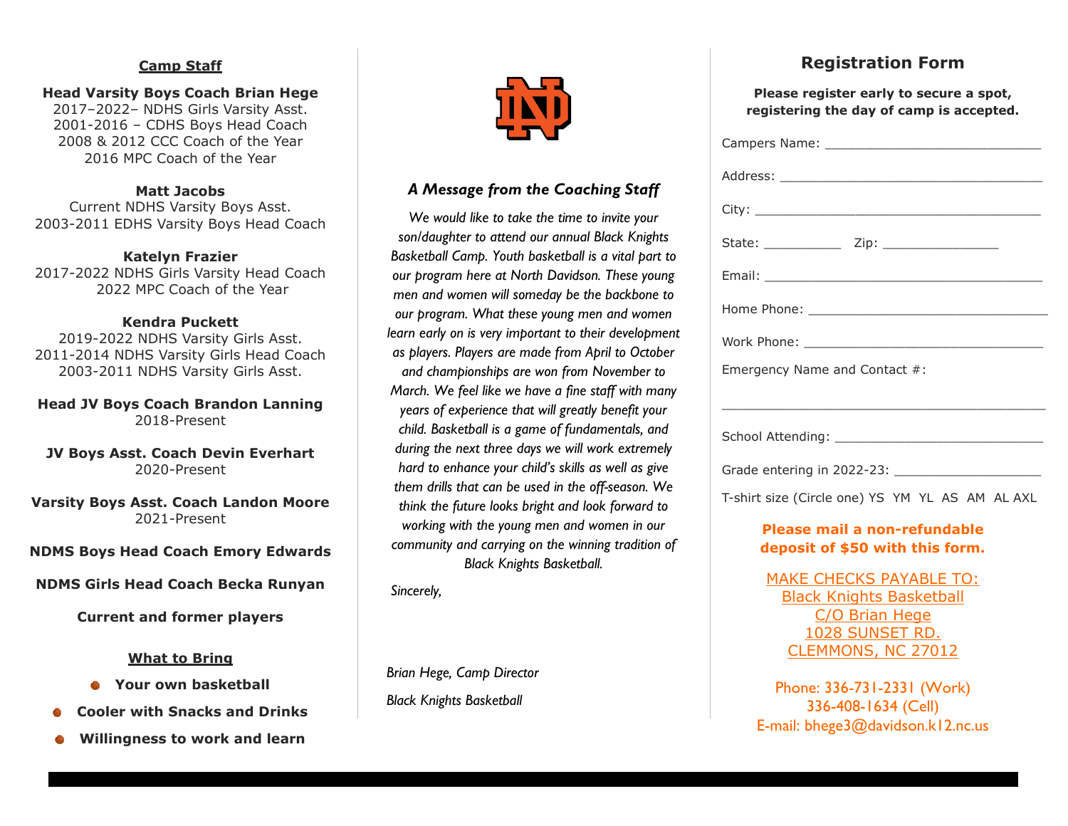## Camp Staff

**Head Varsity Boys Coach Brian Hege**
2017–2022– NDHS Girls Varsity Asst.
2001-2016 – CDHS Boys Head Coach
2008 & 2012 CCC Coach of the Year
2016 MPC Coach of the Year

**Matt Jacobs**
Current NDHS Varsity Boys Asst.
2003-2011 EDHS Varsity Boys Head Coach

**Katelyn Frazier**
2017-2022 NDHS Girls Varsity Head Coach
2022 MPC Coach of the Year

**Kendra Puckett**
2019-2022 NDHS Varsity Girls Asst.
2011-2014 NDHS Varsity Girls Head Coach
2003-2011 NDHS Varsity Girls Asst.

**Head JV Boys Coach Brandon Lanning**
2018-Present

**JV Boys Asst. Coach Devin Everhart**
2020-Present

**Varsity Boys Asst. Coach Landon Moore**
2021-Present

**NDMS Boys Head Coach Emory Edwards**

**NDMS Girls Head Coach Becka Runyan**

**Current and former players**

## What to Bring

- **Your own basketball**
- **Cooler with Snacks and Drinks**
- **Willingness to work and learn**

### *A Message from the Coaching Staff*

*We would like to take the time to invite your son/daughter to attend our annual Black Knights Basketball Camp. Youth basketball is a vital part to our program here at North Davidson. These young men and women will someday be the backbone to our program. What these young men and women learn early on is very important to their development as players. Players are made from April to October and championships are won from November to March. We feel like we have a fine staff with many years of experience that will greatly benefit your child. Basketball is a game of fundamentals, and during the next three days we will work extremely hard to enhance your child's skills as well as give them drills that can be used in the off-season. We think the future looks bright and look forward to working with the young men and women in our community and carrying on the winning tradition of Black Knights Basketball.*

*Sincerely,*

*Brian Hege, Camp Director*

*Black Knights Basketball*

## Registration Form

**Please register early to secure a spot, registering the day of camp is accepted.**

Campers Name: ____________________________

Address: ________________________________

City: ___________________________________

State: __________ Zip: _______________

Email: __________________________________

Home Phone: ______________________________

Work Phone: ______________________________

Emergency Name and Contact #:

_________________________________________

School Attending: ___________________________

Grade entering in 2022-23: ___________________

T-shirt size (Circle one) YS YM YL AS AM AL AXL

**Please mail a non-refundable deposit of $50 with this form.**

MAKE CHECKS PAYABLE TO:
Black Knights Basketball
C/O Brian Hege
1028 SUNSET RD.
CLEMMONS, NC 27012

Phone: 336-731-2331 (Work)
336-408-1634 (Cell)
E-mail: bhege3@davidson.k12.nc.us